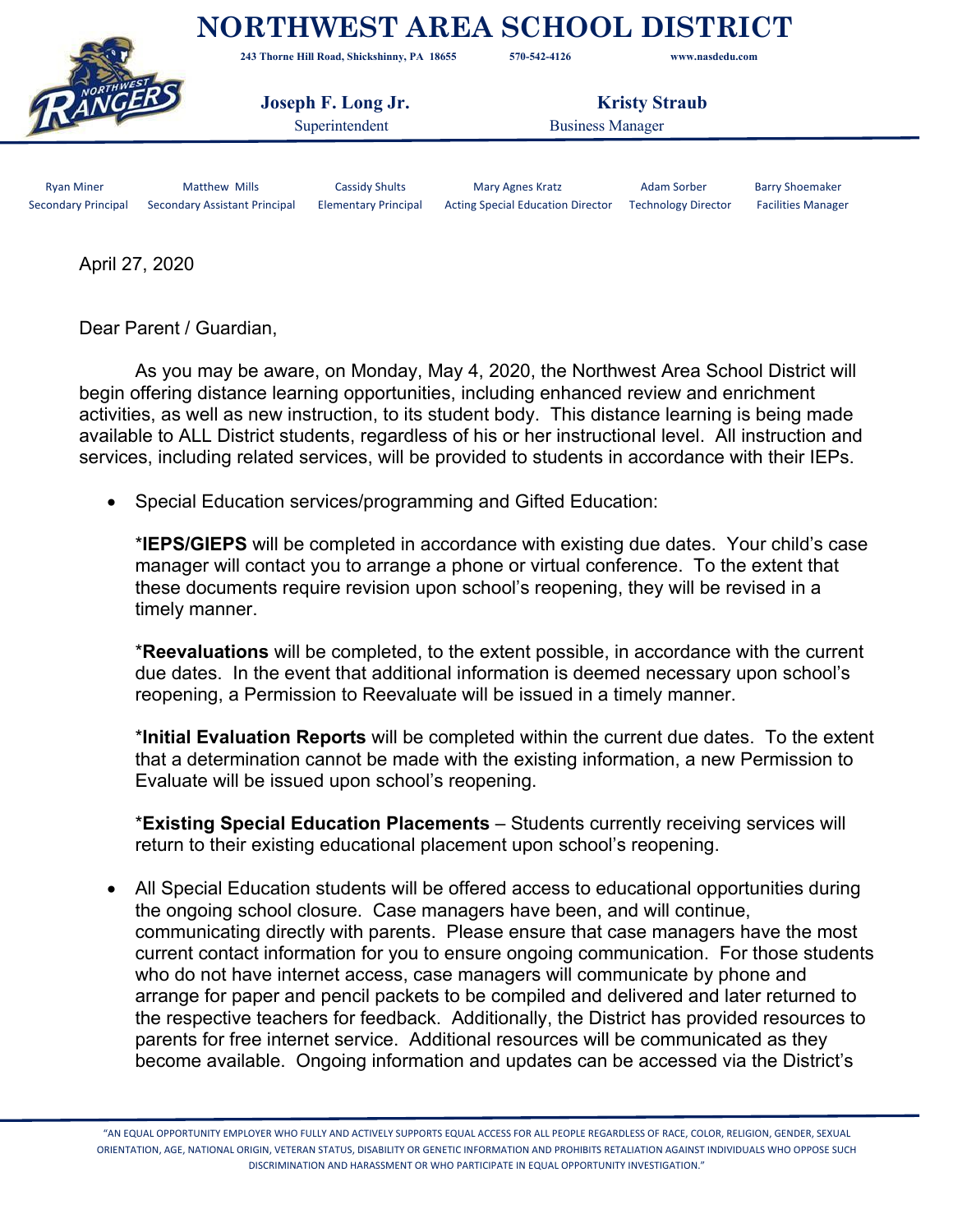# NORTHWEST AREA SCHOOL DISTRICT

243 Thorne Hill Road, Shickshinny, PA 18655 | 570-542-4126 | www.nasdedu.com

**Joseph F. Long Jr.**
Superintendent

**Kristy Straub**
Business Manager

| | | | | | |
|---|---|---|---|---|---|
| Ryan Miner | Matthew Mills | Cassidy Shults | Mary Agnes Kratz | Adam Sorber | Barry Shoemaker |
| Secondary Principal | Secondary Assistant Principal | Elementary Principal | Acting Special Education Director | Technology Director | Facilities Manager |

April 27, 2020

Dear Parent / Guardian,

As you may be aware, on Monday, May 4, 2020, the Northwest Area School District will begin offering distance learning opportunities, including enhanced review and enrichment activities, as well as new instruction, to its student body. This distance learning is being made available to ALL District students, regardless of his or her instructional level. All instruction and services, including related services, will be provided to students in accordance with their IEPs.

- Special Education services/programming and Gifted Education:

  ***IEPS/GIEPS** will be completed in accordance with existing due dates. Your child's case manager will contact you to arrange a phone or virtual conference. To the extent that these documents require revision upon school's reopening, they will be revised in a timely manner.

  ***Reevaluations** will be completed, to the extent possible, in accordance with the current due dates. In the event that additional information is deemed necessary upon school's reopening, a Permission to Reevaluate will be issued in a timely manner.

  ***Initial Evaluation Reports** will be completed within the current due dates. To the extent that a determination cannot be made with the existing information, a new Permission to Evaluate will be issued upon school's reopening.

  ***Existing Special Education Placements** – Students currently receiving services will return to their existing educational placement upon school's reopening.

- All Special Education students will be offered access to educational opportunities during the ongoing school closure. Case managers have been, and will continue, communicating directly with parents. Please ensure that case managers have the most current contact information for you to ensure ongoing communication. For those students who do not have internet access, case managers will communicate by phone and arrange for paper and pencil packets to be compiled and delivered and later returned to the respective teachers for feedback. Additionally, the District has provided resources to parents for free internet service. Additional resources will be communicated as they become available. Ongoing information and updates can be accessed via the District's

"AN EQUAL OPPORTUNITY EMPLOYER WHO FULLY AND ACTIVELY SUPPORTS EQUAL ACCESS FOR ALL PEOPLE REGARDLESS OF RACE, COLOR, RELIGION, GENDER, SEXUAL ORIENTATION, AGE, NATIONAL ORIGIN, VETERAN STATUS, DISABILITY OR GENETIC INFORMATION AND PROHIBITS RETALIATION AGAINST INDIVIDUALS WHO OPPOSE SUCH DISCRIMINATION AND HARASSMENT OR WHO PARTICIPATE IN EQUAL OPPORTUNITY INVESTIGATION."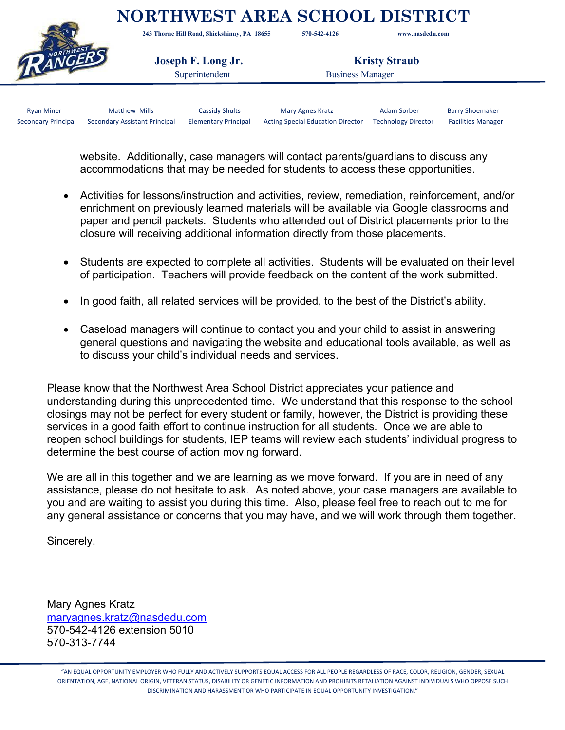website. Additionally, case managers will contact parents/guardians to discuss any accommodations that may be needed for students to access these opportunities.

- Activities for lessons/instruction and activities, review, remediation, reinforcement, and/or enrichment on previously learned materials will be available via Google classrooms and paper and pencil packets. Students who attended out of District placements prior to the closure will receiving additional information directly from those placements.

- Students are expected to complete all activities. Students will be evaluated on their level of participation. Teachers will provide feedback on the content of the work submitted.

- In good faith, all related services will be provided, to the best of the District's ability.

- Caseload managers will continue to contact you and your child to assist in answering general questions and navigating the website and educational tools available, as well as to discuss your child's individual needs and services.

Please know that the Northwest Area School District appreciates your patience and understanding during this unprecedented time. We understand that this response to the school closings may not be perfect for every student or family, however, the District is providing these services in a good faith effort to continue instruction for all students. Once we are able to reopen school buildings for students, IEP teams will review each students' individual progress to determine the best course of action moving forward.

We are all in this together and we are learning as we move forward. If you are in need of any assistance, please do not hesitate to ask. As noted above, your case managers are available to you and are waiting to assist you during this time. Also, please feel free to reach out to me for any general assistance or concerns that you may have, and we will work through them together.

Sincerely,

Mary Agnes Kratz
maryagnes.kratz@nasdedu.com
570-542-4126 extension 5010
570-313-7744